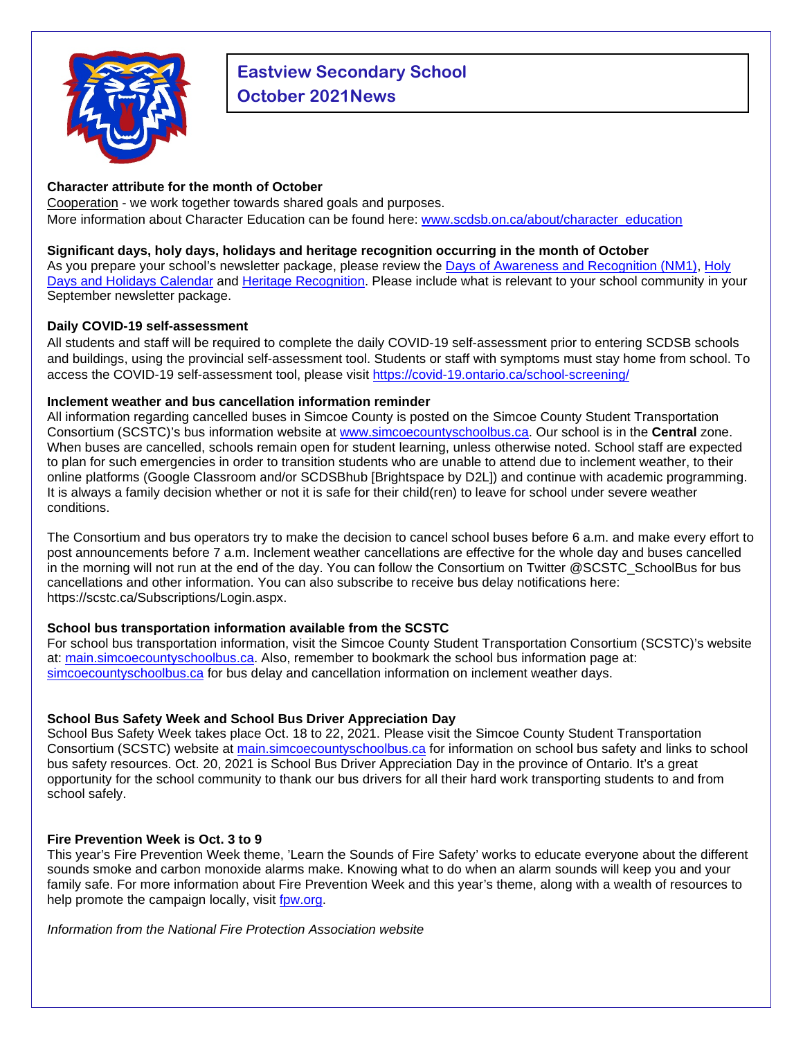# Eastview Secondary School
# October 2021News

**Character attribute for the month of October**

Cooperation - we work together towards shared goals and purposes.
More information about Character Education can be found here: [www.scdsb.on.ca/about/character_education](www.scdsb.on.ca/about/character_education)

**Significant days, holy days, holidays and heritage recognition occurring in the month of October**

As you prepare your school's newsletter package, please review the Days of Awareness and Recognition (NM1), Holy Days and Holidays Calendar and Heritage Recognition. Please include what is relevant to your school community in your September newsletter package.

**Daily COVID-19 self-assessment**

All students and staff will be required to complete the daily COVID-19 self-assessment prior to entering SCDSB schools and buildings, using the provincial self-assessment tool. Students or staff with symptoms must stay home from school. To access the COVID-19 self-assessment tool, please visit [https://covid-19.ontario.ca/school-screening/](https://covid-19.ontario.ca/school-screening/)

**Inclement weather and bus cancellation information reminder**

All information regarding cancelled buses in Simcoe County is posted on the Simcoe County Student Transportation Consortium (SCSTC)'s bus information website at [www.simcoecountyschoolbus.ca](www.simcoecountyschoolbus.ca). Our school is in the **Central** zone. When buses are cancelled, schools remain open for student learning, unless otherwise noted. School staff are expected to plan for such emergencies in order to transition students who are unable to attend due to inclement weather, to their online platforms (Google Classroom and/or SCDSBhub [Brightspace by D2L]) and continue with academic programming. It is always a family decision whether or not it is safe for their child(ren) to leave for school under severe weather conditions.

The Consortium and bus operators try to make the decision to cancel school buses before 6 a.m. and make every effort to post announcements before 7 a.m. Inclement weather cancellations are effective for the whole day and buses cancelled in the morning will not run at the end of the day. You can follow the Consortium on Twitter @SCSTC_SchoolBus for bus cancellations and other information. You can also subscribe to receive bus delay notifications here: https://scstc.ca/Subscriptions/Login.aspx.

**School bus transportation information available from the SCSTC**

For school bus transportation information, visit the Simcoe County Student Transportation Consortium (SCSTC)'s website at: [main.simcoecountyschoolbus.ca](main.simcoecountyschoolbus.ca). Also, remember to bookmark the school bus information page at: [simcoecountyschoolbus.ca](simcoecountyschoolbus.ca) for bus delay and cancellation information on inclement weather days.

**School Bus Safety Week and School Bus Driver Appreciation Day**

School Bus Safety Week takes place Oct. 18 to 22, 2021. Please visit the Simcoe County Student Transportation Consortium (SCSTC) website at [main.simcoecountyschoolbus.ca](main.simcoecountyschoolbus.ca) for information on school bus safety and links to school bus safety resources. Oct. 20, 2021 is School Bus Driver Appreciation Day in the province of Ontario. It's a great opportunity for the school community to thank our bus drivers for all their hard work transporting students to and from school safely.

**Fire Prevention Week is Oct. 3 to 9**

This year's Fire Prevention Week theme, 'Learn the Sounds of Fire Safety' works to educate everyone about the different sounds smoke and carbon monoxide alarms make. Knowing what to do when an alarm sounds will keep you and your family safe. For more information about Fire Prevention Week and this year's theme, along with a wealth of resources to help promote the campaign locally, visit [fpw.org](fpw.org).

*Information from the National Fire Protection Association website*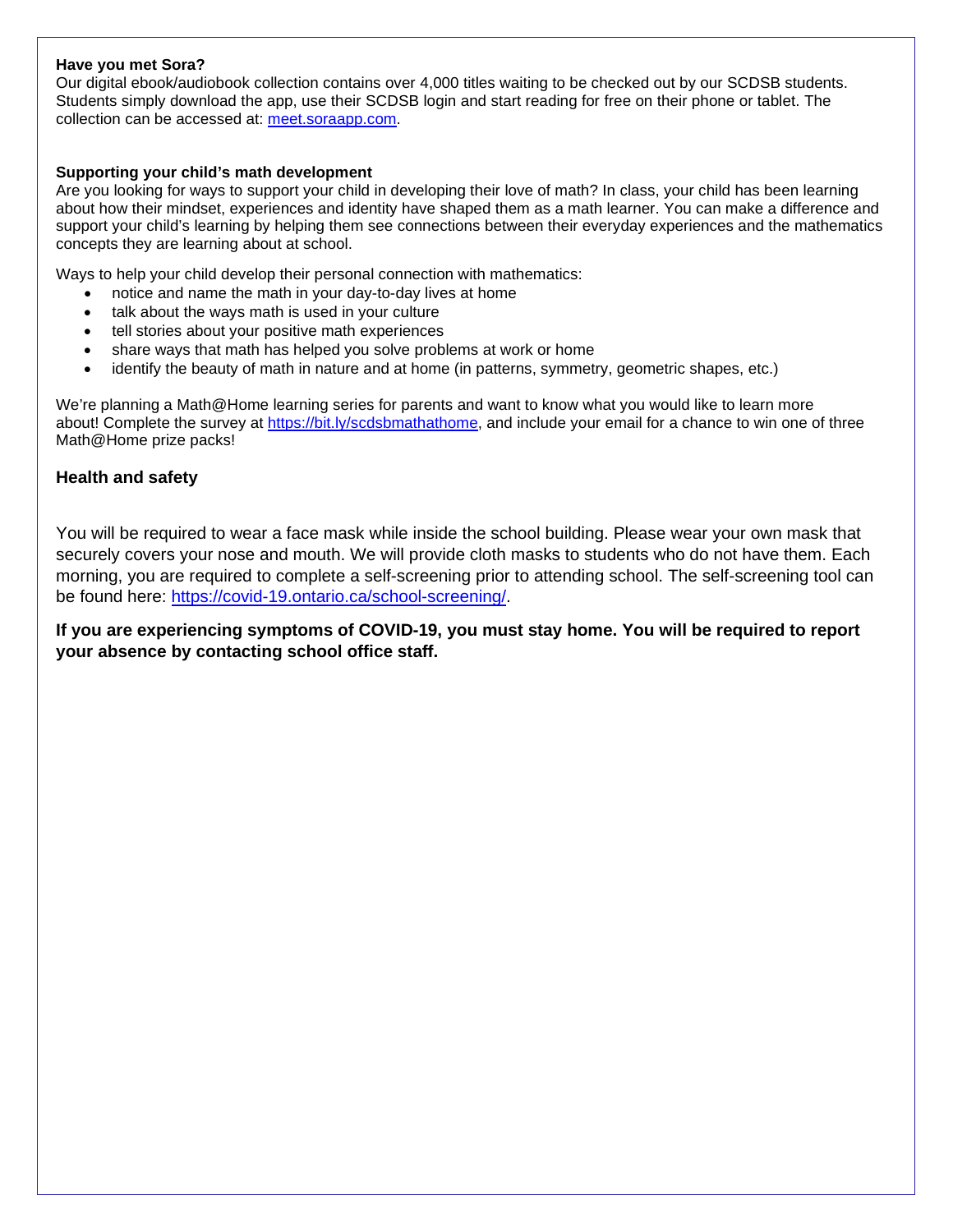**Have you met Sora?**

Our digital ebook/audiobook collection contains over 4,000 titles waiting to be checked out by our SCDSB students. Students simply download the app, use their SCDSB login and start reading for free on their phone or tablet. The collection can be accessed at: [meet.soraapp.com](meet.soraapp.com).

**Supporting your child's math development**

Are you looking for ways to support your child in developing their love of math? In class, your child has been learning about how their mindset, experiences and identity have shaped them as a math learner. You can make a difference and support your child's learning by helping them see connections between their everyday experiences and the mathematics concepts they are learning about at school.

Ways to help your child develop their personal connection with mathematics:

- notice and name the math in your day-to-day lives at home
- talk about the ways math is used in your culture
- tell stories about your positive math experiences
- share ways that math has helped you solve problems at work or home
- identify the beauty of math in nature and at home (in patterns, symmetry, geometric shapes, etc.)

We're planning a Math@Home learning series for parents and want to know what you would like to learn more about! Complete the survey at [https://bit.ly/scdsbmathathome](https://bit.ly/scdsbmathathome), and include your email for a chance to win one of three Math@Home prize packs!

## Health and safety

You will be required to wear a face mask while inside the school building. Please wear your own mask that securely covers your nose and mouth. We will provide cloth masks to students who do not have them. Each morning, you are required to complete a self-screening prior to attending school. The self-screening tool can be found here: [https://covid-19.ontario.ca/school-screening/](https://covid-19.ontario.ca/school-screening/).

**If you are experiencing symptoms of COVID-19, you must stay home. You will be required to report your absence by contacting school office staff.**